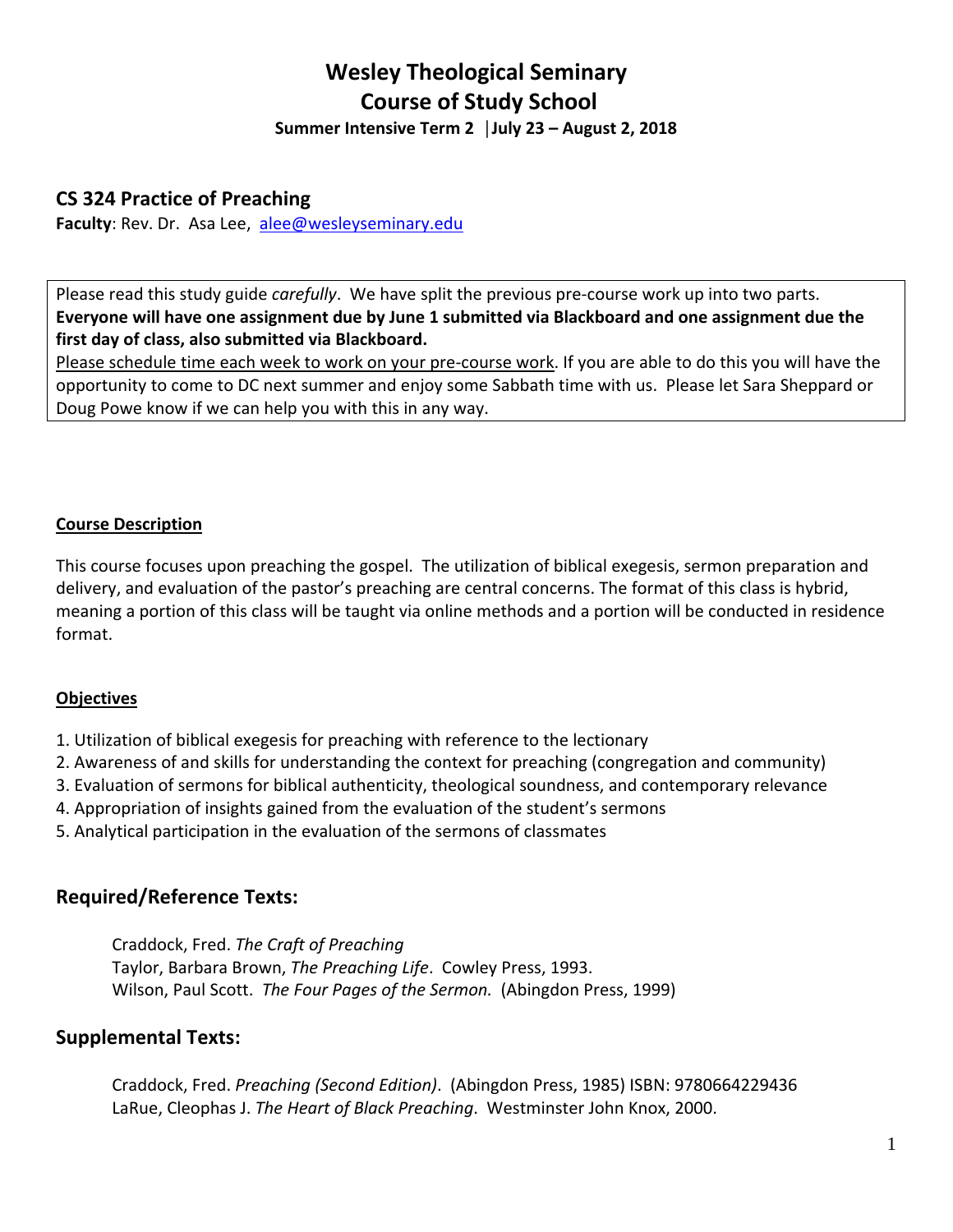# Wesley Theological Seminary
# Course of Study School

**Summer Intensive Term 2 │July 23 – August 2, 2018**

## CS 324 Practice of Preaching

**Faculty**: Rev. Dr. Asa Lee, alee@wesleyseminary.edu

Please read this study guide *carefully*. We have split the previous pre-course work up into two parts. **Everyone will have one assignment due by June 1 submitted via Blackboard and one assignment due the first day of class, also submitted via Blackboard.**
<u>Please schedule time each week to work on your pre-course work</u>. If you are able to do this you will have the opportunity to come to DC next summer and enjoy some Sabbath time with us. Please let Sara Sheppard or Doug Powe know if we can help you with this in any way.

**<u>Course Description</u>**

This course focuses upon preaching the gospel. The utilization of biblical exegesis, sermon preparation and delivery, and evaluation of the pastor's preaching are central concerns. The format of this class is hybrid, meaning a portion of this class will be taught via online methods and a portion will be conducted in residence format.

**<u>Objectives</u>**

1. Utilization of biblical exegesis for preaching with reference to the lectionary
2. Awareness of and skills for understanding the context for preaching (congregation and community)
3. Evaluation of sermons for biblical authenticity, theological soundness, and contemporary relevance
4. Appropriation of insights gained from the evaluation of the student's sermons
5. Analytical participation in the evaluation of the sermons of classmates

## Required/Reference Texts:

Craddock, Fred. *The Craft of Preaching*
Taylor, Barbara Brown, *The Preaching Life*. Cowley Press, 1993.
Wilson, Paul Scott. *The Four Pages of the Sermon.* (Abingdon Press, 1999)

## Supplemental Texts:

Craddock, Fred. *Preaching (Second Edition)*. (Abingdon Press, 1985) ISBN: 9780664229436
LaRue, Cleophas J. *The Heart of Black Preaching*. Westminster John Knox, 2000.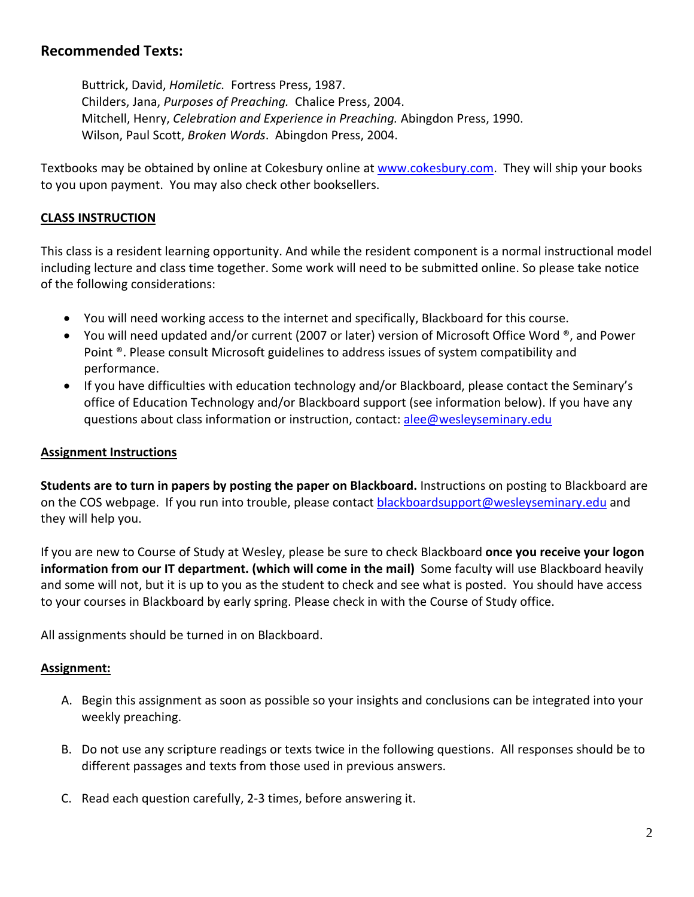## Recommended Texts:

Buttrick, David, *Homiletic.* Fortress Press, 1987.
Childers, Jana, *Purposes of Preaching.* Chalice Press, 2004.
Mitchell, Henry, *Celebration and Experience in Preaching.* Abingdon Press, 1990.
Wilson, Paul Scott, *Broken Words*. Abingdon Press, 2004.

Textbooks may be obtained by online at Cokesbury online at www.cokesbury.com. They will ship your books to you upon payment. You may also check other booksellers.

**CLASS INSTRUCTION**

This class is a resident learning opportunity. And while the resident component is a normal instructional model including lecture and class time together. Some work will need to be submitted online. So please take notice of the following considerations:

- You will need working access to the internet and specifically, Blackboard for this course.
- You will need updated and/or current (2007 or later) version of Microsoft Office Word ®, and Power Point ®. Please consult Microsoft guidelines to address issues of system compatibility and performance.
- If you have difficulties with education technology and/or Blackboard, please contact the Seminary's office of Education Technology and/or Blackboard support (see information below). If you have any questions about class information or instruction, contact: alee@wesleyseminary.edu

**Assignment Instructions**

**Students are to turn in papers by posting the paper on Blackboard.** Instructions on posting to Blackboard are on the COS webpage. If you run into trouble, please contact blackboardsupport@wesleyseminary.edu and they will help you.

If you are new to Course of Study at Wesley, please be sure to check Blackboard **once you receive your logon information from our IT department. (which will come in the mail)** Some faculty will use Blackboard heavily and some will not, but it is up to you as the student to check and see what is posted. You should have access to your courses in Blackboard by early spring. Please check in with the Course of Study office.

All assignments should be turned in on Blackboard.

**Assignment:**

A. Begin this assignment as soon as possible so your insights and conclusions can be integrated into your weekly preaching.

B. Do not use any scripture readings or texts twice in the following questions. All responses should be to different passages and texts from those used in previous answers.

C. Read each question carefully, 2-3 times, before answering it.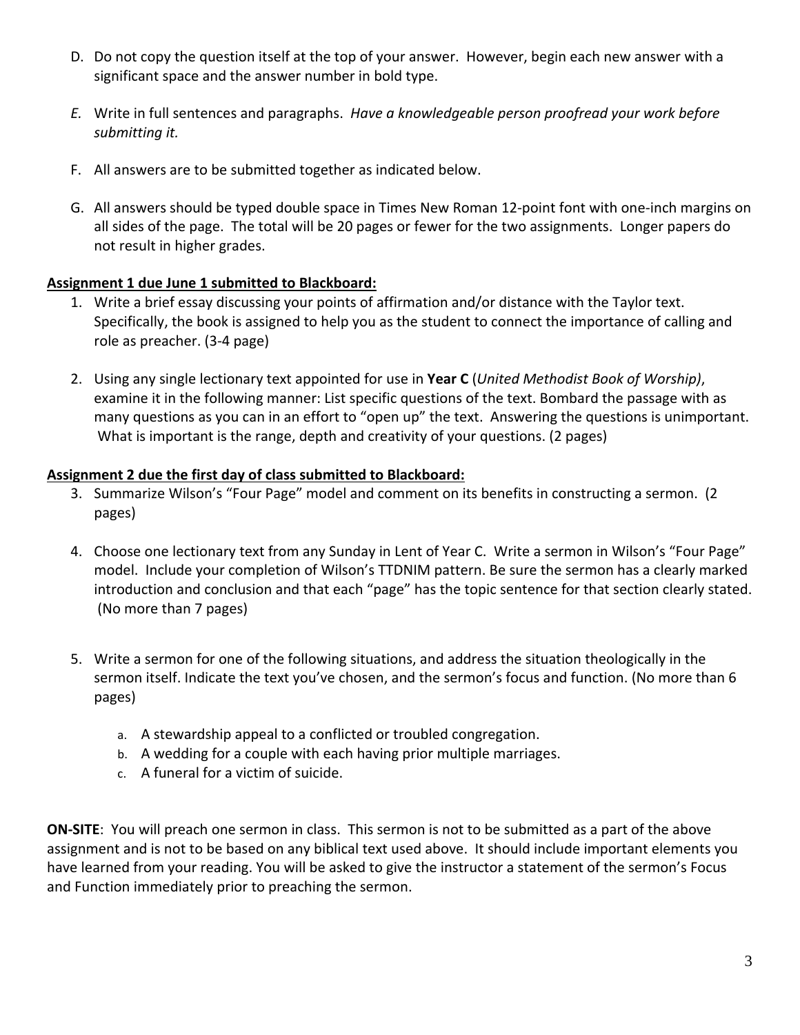D. Do not copy the question itself at the top of your answer. However, begin each new answer with a significant space and the answer number in bold type.

*E.* Write in full sentences and paragraphs. *Have a knowledgeable person proofread your work before submitting it.*

F. All answers are to be submitted together as indicated below.

G. All answers should be typed double space in Times New Roman 12-point font with one-inch margins on all sides of the page. The total will be 20 pages or fewer for the two assignments. Longer papers do not result in higher grades.

**Assignment 1 due June 1 submitted to Blackboard:**

1. Write a brief essay discussing your points of affirmation and/or distance with the Taylor text. Specifically, the book is assigned to help you as the student to connect the importance of calling and role as preacher. (3-4 page)

2. Using any single lectionary text appointed for use in **Year C** (*United Methodist Book of Worship)*, examine it in the following manner: List specific questions of the text. Bombard the passage with as many questions as you can in an effort to "open up" the text. Answering the questions is unimportant. What is important is the range, depth and creativity of your questions. (2 pages)

**Assignment 2 due the first day of class submitted to Blackboard:**

3. Summarize Wilson's "Four Page" model and comment on its benefits in constructing a sermon. (2 pages)

4. Choose one lectionary text from any Sunday in Lent of Year C. Write a sermon in Wilson's "Four Page" model. Include your completion of Wilson's TTDNIM pattern. Be sure the sermon has a clearly marked introduction and conclusion and that each "page" has the topic sentence for that section clearly stated. (No more than 7 pages)

5. Write a sermon for one of the following situations, and address the situation theologically in the sermon itself. Indicate the text you've chosen, and the sermon's focus and function. (No more than 6 pages)

   a. A stewardship appeal to a conflicted or troubled congregation.
   b. A wedding for a couple with each having prior multiple marriages.
   c. A funeral for a victim of suicide.

**ON-SITE**: You will preach one sermon in class. This sermon is not to be submitted as a part of the above assignment and is not to be based on any biblical text used above. It should include important elements you have learned from your reading. You will be asked to give the instructor a statement of the sermon's Focus and Function immediately prior to preaching the sermon.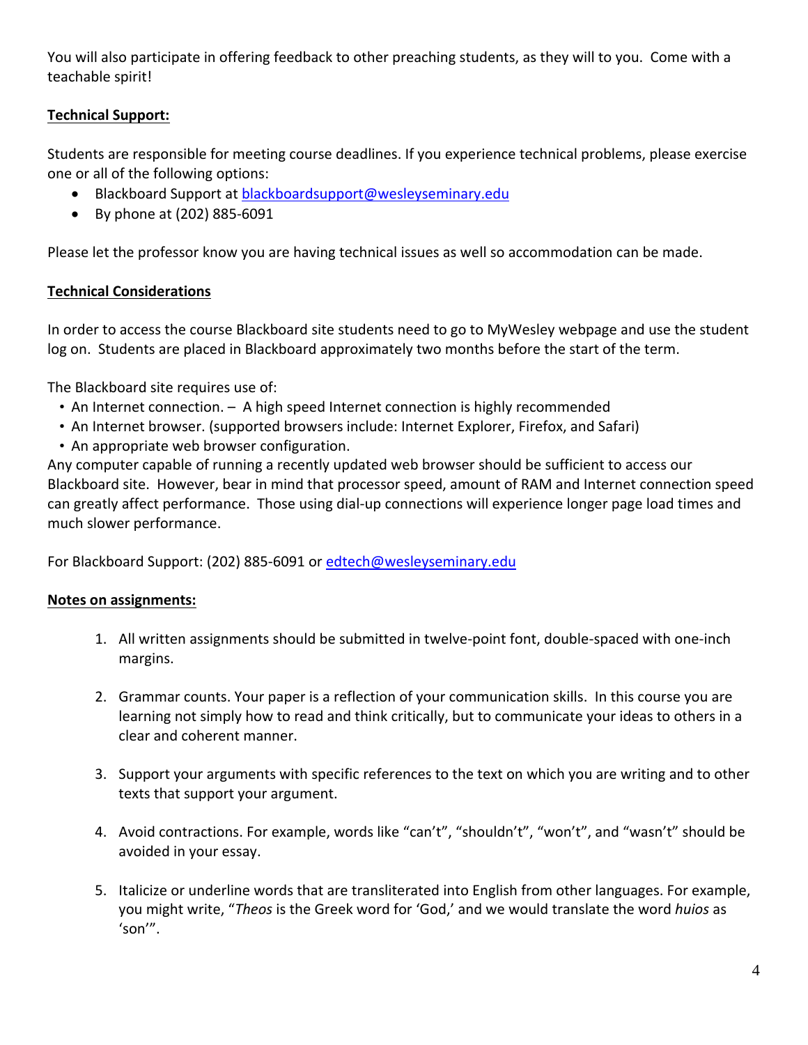You will also participate in offering feedback to other preaching students, as they will to you. Come with a teachable spirit!

**Technical Support:**

Students are responsible for meeting course deadlines. If you experience technical problems, please exercise one or all of the following options:

- Blackboard Support at blackboardsupport@wesleyseminary.edu
- By phone at (202) 885-6091

Please let the professor know you are having technical issues as well so accommodation can be made.

**Technical Considerations**

In order to access the course Blackboard site students need to go to MyWesley webpage and use the student log on. Students are placed in Blackboard approximately two months before the start of the term.

The Blackboard site requires use of:

- An Internet connection. – A high speed Internet connection is highly recommended
- An Internet browser. (supported browsers include: Internet Explorer, Firefox, and Safari)
- An appropriate web browser configuration.

Any computer capable of running a recently updated web browser should be sufficient to access our Blackboard site. However, bear in mind that processor speed, amount of RAM and Internet connection speed can greatly affect performance. Those using dial-up connections will experience longer page load times and much slower performance.

For Blackboard Support: (202) 885-6091 or edtech@wesleyseminary.edu

**Notes on assignments:**

1. All written assignments should be submitted in twelve-point font, double-spaced with one-inch margins.

2. Grammar counts. Your paper is a reflection of your communication skills. In this course you are learning not simply how to read and think critically, but to communicate your ideas to others in a clear and coherent manner.

3. Support your arguments with specific references to the text on which you are writing and to other texts that support your argument.

4. Avoid contractions. For example, words like "can't", "shouldn't", "won't", and "wasn't" should be avoided in your essay.

5. Italicize or underline words that are transliterated into English from other languages. For example, you might write, "*Theos* is the Greek word for 'God,' and we would translate the word *huios* as 'son'".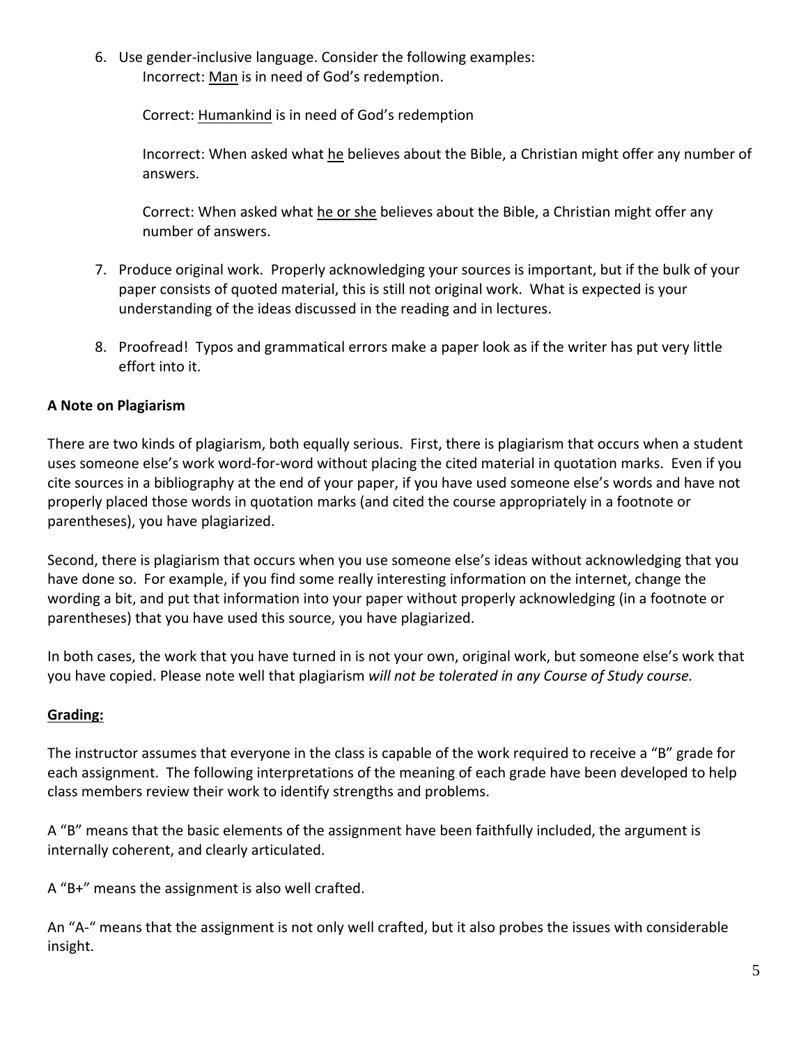6. Use gender-inclusive language. Consider the following examples:

   Incorrect: <u>Man</u> is in need of God's redemption.

   Correct: <u>Humankind</u> is in need of God's redemption

   Incorrect: When asked what <u>he</u> believes about the Bible, a Christian might offer any number of answers.

   Correct: When asked what <u>he or she</u> believes about the Bible, a Christian might offer any number of answers.

7. Produce original work. Properly acknowledging your sources is important, but if the bulk of your paper consists of quoted material, this is still not original work. What is expected is your understanding of the ideas discussed in the reading and in lectures.

8. Proofread! Typos and grammatical errors make a paper look as if the writer has put very little effort into it.

**A Note on Plagiarism**

There are two kinds of plagiarism, both equally serious. First, there is plagiarism that occurs when a student uses someone else's work word-for-word without placing the cited material in quotation marks. Even if you cite sources in a bibliography at the end of your paper, if you have used someone else's words and have not properly placed those words in quotation marks (and cited the course appropriately in a footnote or parentheses), you have plagiarized.

Second, there is plagiarism that occurs when you use someone else's ideas without acknowledging that you have done so. For example, if you find some really interesting information on the internet, change the wording a bit, and put that information into your paper without properly acknowledging (in a footnote or parentheses) that you have used this source, you have plagiarized.

In both cases, the work that you have turned in is not your own, original work, but someone else's work that you have copied. Please note well that plagiarism *will not be tolerated in any Course of Study course.*

**<u>Grading:</u>**

The instructor assumes that everyone in the class is capable of the work required to receive a "B" grade for each assignment. The following interpretations of the meaning of each grade have been developed to help class members review their work to identify strengths and problems.

A "B" means that the basic elements of the assignment have been faithfully included, the argument is internally coherent, and clearly articulated.

A "B+" means the assignment is also well crafted.

An "A-" means that the assignment is not only well crafted, but it also probes the issues with considerable insight.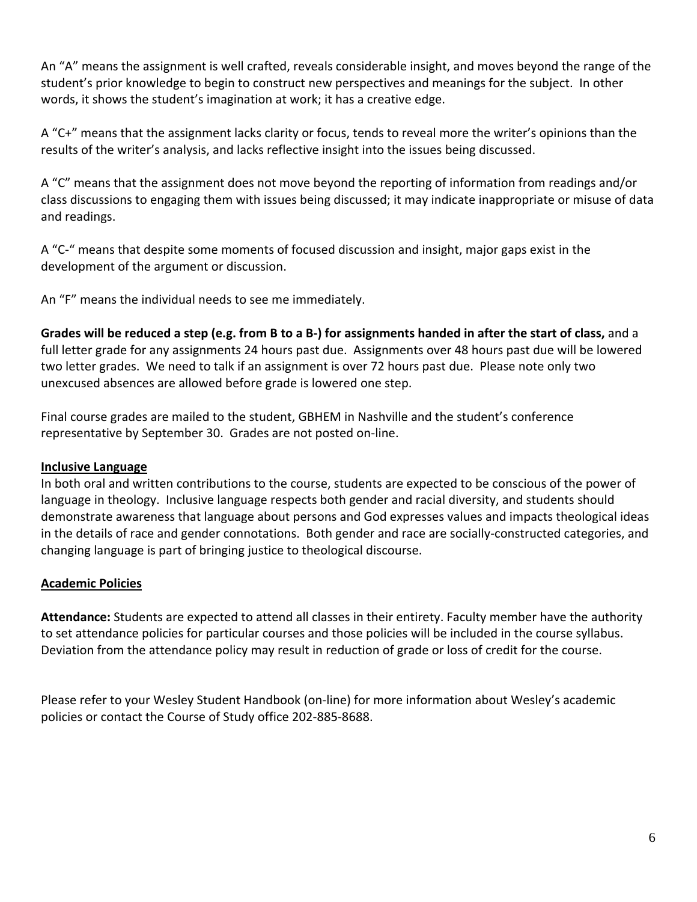An "A" means the assignment is well crafted, reveals considerable insight, and moves beyond the range of the student's prior knowledge to begin to construct new perspectives and meanings for the subject. In other words, it shows the student's imagination at work; it has a creative edge.

A "C+" means that the assignment lacks clarity or focus, tends to reveal more the writer's opinions than the results of the writer's analysis, and lacks reflective insight into the issues being discussed.

A "C" means that the assignment does not move beyond the reporting of information from readings and/or class discussions to engaging them with issues being discussed; it may indicate inappropriate or misuse of data and readings.

A "C-" means that despite some moments of focused discussion and insight, major gaps exist in the development of the argument or discussion.

An "F" means the individual needs to see me immediately.

**Grades will be reduced a step (e.g. from B to a B-) for assignments handed in after the start of class,** and a full letter grade for any assignments 24 hours past due. Assignments over 48 hours past due will be lowered two letter grades. We need to talk if an assignment is over 72 hours past due. Please note only two unexcused absences are allowed before grade is lowered one step.

Final course grades are mailed to the student, GBHEM in Nashville and the student's conference representative by September 30. Grades are not posted on-line.

## Inclusive Language

In both oral and written contributions to the course, students are expected to be conscious of the power of language in theology. Inclusive language respects both gender and racial diversity, and students should demonstrate awareness that language about persons and God expresses values and impacts theological ideas in the details of race and gender connotations. Both gender and race are socially-constructed categories, and changing language is part of bringing justice to theological discourse.

## Academic Policies

**Attendance:** Students are expected to attend all classes in their entirety. Faculty member have the authority to set attendance policies for particular courses and those policies will be included in the course syllabus. Deviation from the attendance policy may result in reduction of grade or loss of credit for the course.

Please refer to your Wesley Student Handbook (on-line) for more information about Wesley's academic policies or contact the Course of Study office 202-885-8688.